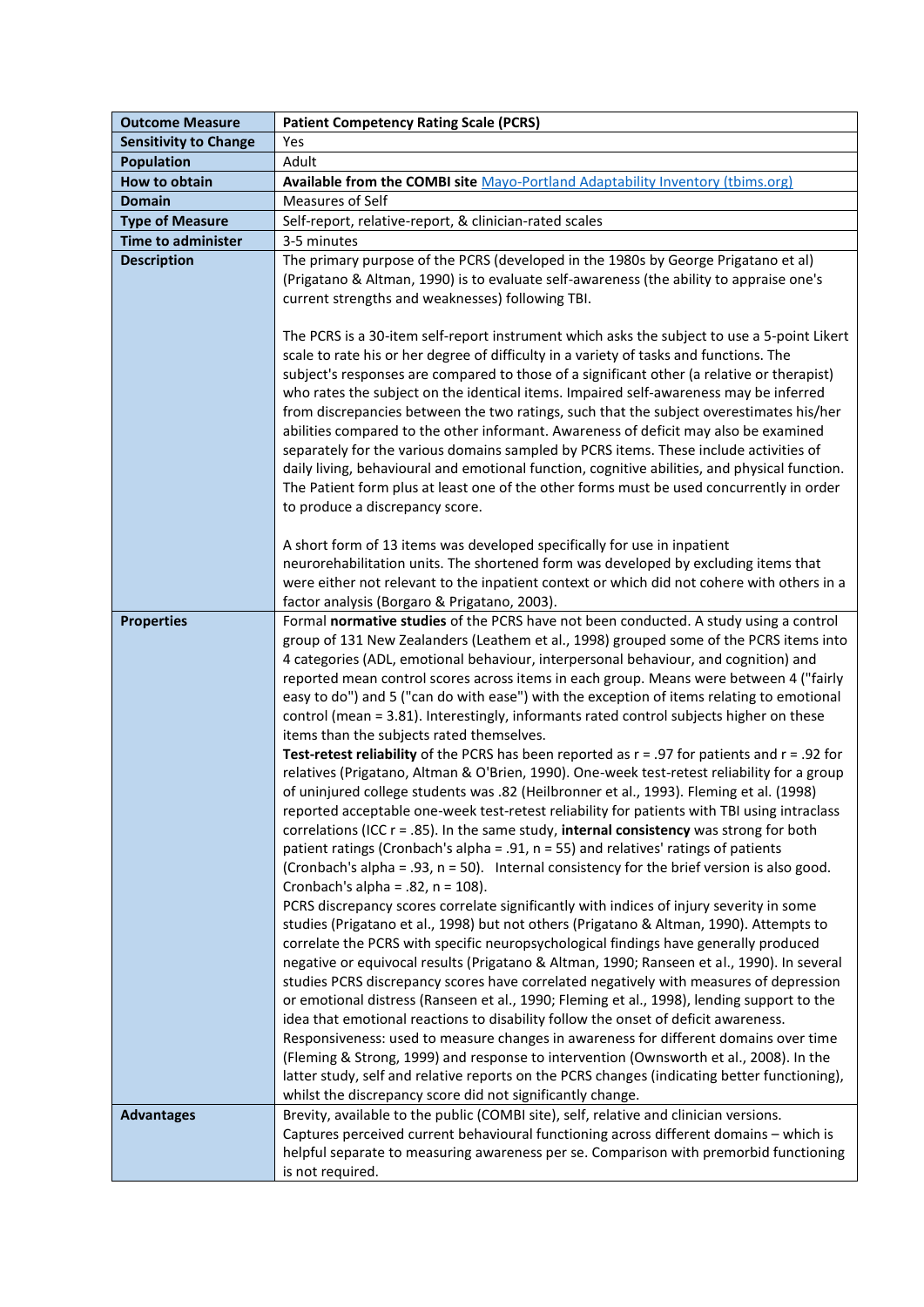| **Outcome Measure** | **Patient Competency Rating Scale (PCRS)** |
|---|---|
| **Sensitivity to Change** | Yes |
| **Population** | Adult |
| **How to obtain** | **Available from the COMBI site** Mayo-Portland Adaptability Inventory (tbims.org) |
| **Domain** | Measures of Self |
| **Type of Measure** | Self-report, relative-report, & clinician-rated scales |
| **Time to administer** | 3-5 minutes |
| **Description** | The primary purpose of the PCRS (developed in the 1980s by George Prigatano et al) (Prigatano & Altman, 1990) is to evaluate self-awareness (the ability to appraise one's current strengths and weaknesses) following TBI.<br><br>The PCRS is a 30-item self-report instrument which asks the subject to use a 5-point Likert scale to rate his or her degree of difficulty in a variety of tasks and functions. The subject's responses are compared to those of a significant other (a relative or therapist) who rates the subject on the identical items. Impaired self-awareness may be inferred from discrepancies between the two ratings, such that the subject overestimates his/her abilities compared to the other informant. Awareness of deficit may also be examined separately for the various domains sampled by PCRS items. These include activities of daily living, behavioural and emotional function, cognitive abilities, and physical function. The Patient form plus at least one of the other forms must be used concurrently in order to produce a discrepancy score.<br><br>A short form of 13 items was developed specifically for use in inpatient neurorehabilitation units. The shortened form was developed by excluding items that were either not relevant to the inpatient context or which did not cohere with others in a factor analysis (Borgaro & Prigatano, 2003). |
| **Properties** | Formal **normative studies** of the PCRS have not been conducted. A study using a control group of 131 New Zealanders (Leathem et al., 1998) grouped some of the PCRS items into 4 categories (ADL, emotional behaviour, interpersonal behaviour, and cognition) and reported mean control scores across items in each group. Means were between 4 ("fairly easy to do") and 5 ("can do with ease") with the exception of items relating to emotional control (mean = 3.81). Interestingly, informants rated control subjects higher on these items than the subjects rated themselves.<br>**Test-retest reliability** of the PCRS has been reported as r = .97 for patients and r = .92 for relatives (Prigatano, Altman & O'Brien, 1990). One-week test-retest reliability for a group of uninjured college students was .82 (Heilbronner et al., 1993). Fleming et al. (1998) reported acceptable one-week test-retest reliability for patients with TBI using intraclass correlations (ICC r = .85). In the same study, **internal consistency** was strong for both patient ratings (Cronbach's alpha = .91, n = 55) and relatives' ratings of patients (Cronbach's alpha = .93, n = 50). Internal consistency for the brief version is also good. Cronbach's alpha = .82, n = 108).<br>PCRS discrepancy scores correlate significantly with indices of injury severity in some studies (Prigatano et al., 1998) but not others (Prigatano & Altman, 1990). Attempts to correlate the PCRS with specific neuropsychological findings have generally produced negative or equivocal results (Prigatano & Altman, 1990; Ranseen et al., 1990). In several studies PCRS discrepancy scores have correlated negatively with measures of depression or emotional distress (Ranseen et al., 1990; Fleming et al., 1998), lending support to the idea that emotional reactions to disability follow the onset of deficit awareness.<br>Responsiveness: used to measure changes in awareness for different domains over time (Fleming & Strong, 1999) and response to intervention (Ownsworth et al., 2008). In the latter study, self and relative reports on the PCRS changes (indicating better functioning), whilst the discrepancy score did not significantly change. |
| **Advantages** | Brevity, available to the public (COMBI site), self, relative and clinician versions. Captures perceived current behavioural functioning across different domains – which is helpful separate to measuring awareness per se. Comparison with premorbid functioning is not required. |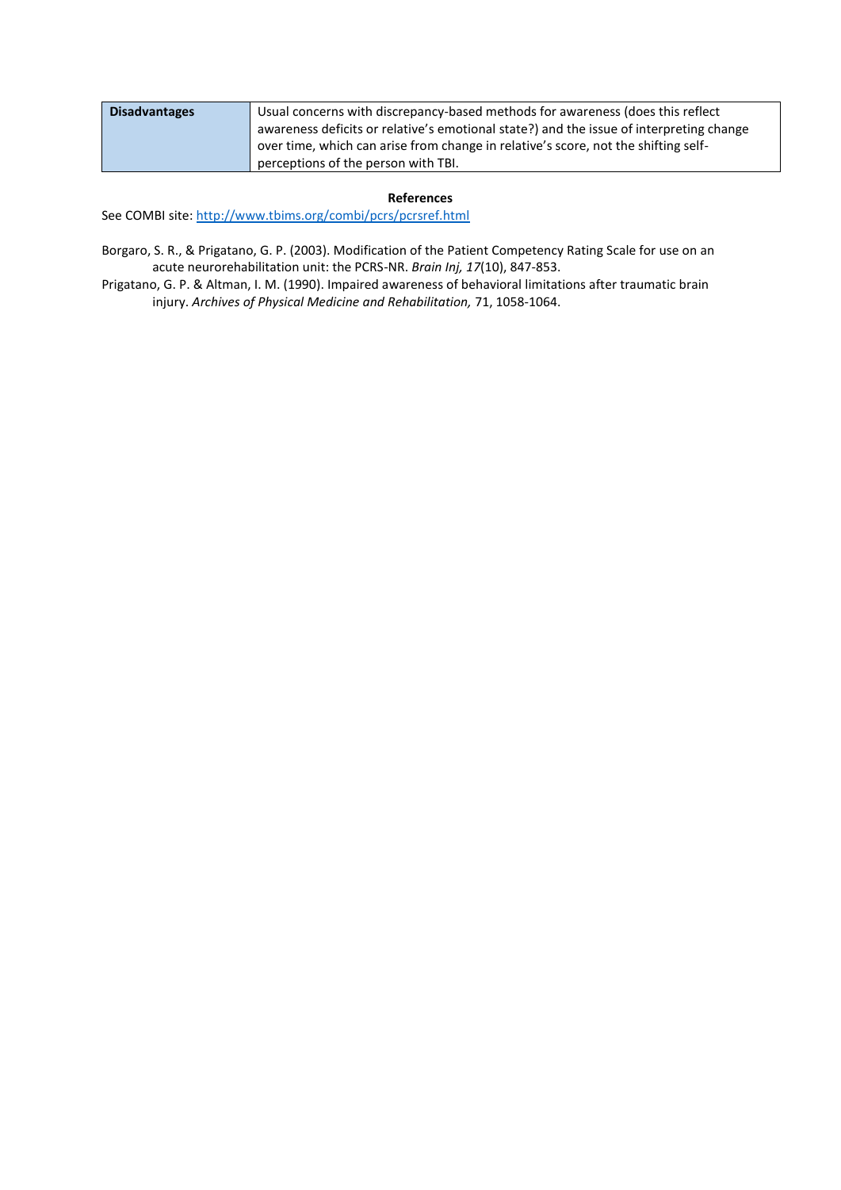| | |
|---|---|
| **Disadvantages** | Usual concerns with discrepancy-based methods for awareness (does this reflect awareness deficits or relative's emotional state?) and the issue of interpreting change over time, which can arise from change in relative's score, not the shifting self-perceptions of the person with TBI. |

**References**

See COMBI site: [http://www.tbims.org/combi/pcrs/pcrsref.html](http://www.tbims.org/combi/pcrs/pcrsref.html)

Borgaro, S. R., & Prigatano, G. P. (2003). Modification of the Patient Competency Rating Scale for use on an acute neurorehabilitation unit: the PCRS-NR. *Brain Inj, 17*(10), 847-853.

Prigatano, G. P. & Altman, I. M. (1990). Impaired awareness of behavioral limitations after traumatic brain injury. *Archives of Physical Medicine and Rehabilitation,* 71, 1058-1064.